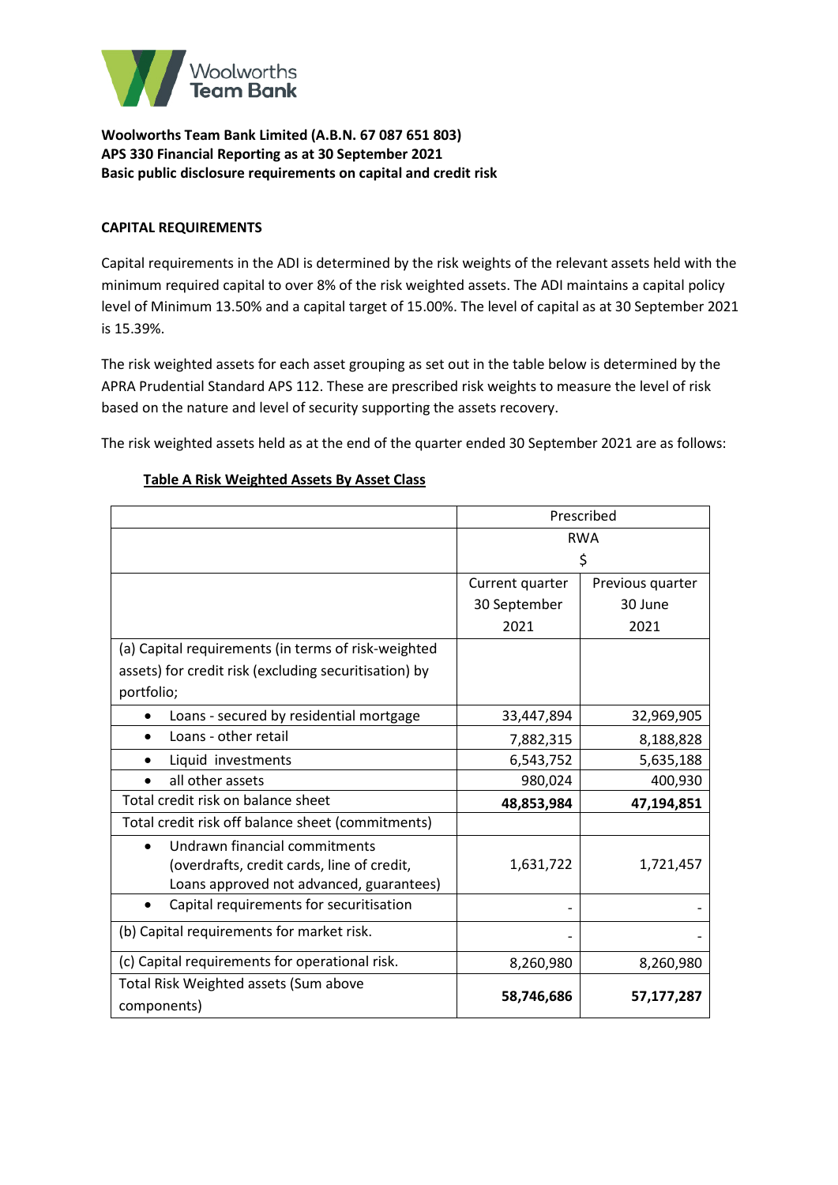**Woolworths Team Bank Limited (A.B.N. 67 087 651 803)**
**APS 330 Financial Reporting as at 30 September 2021**
**Basic public disclosure requirements on capital and credit risk**

## CAPITAL REQUIREMENTS

Capital requirements in the ADI is determined by the risk weights of the relevant assets held with the minimum required capital to over 8% of the risk weighted assets. The ADI maintains a capital policy level of Minimum 13.50% and a capital target of 15.00%. The level of capital as at 30 September 2021 is 15.39%.

The risk weighted assets for each asset grouping as set out in the table below is determined by the APRA Prudential Standard APS 112. These are prescribed risk weights to measure the level of risk based on the nature and level of security supporting the assets recovery.

The risk weighted assets held as at the end of the quarter ended 30 September 2021 are as follows:

**Table A Risk Weighted Assets By Asset Class**

| | Prescribed RWA $ | |
|---|---|---|
| | Current quarter 30 September 2021 | Previous quarter 30 June 2021 |
| (a) Capital requirements (in terms of risk-weighted assets) for credit risk (excluding securitisation) by portfolio; | | |
| • Loans - secured by residential mortgage | 33,447,894 | 32,969,905 |
| • Loans - other retail | 7,882,315 | 8,188,828 |
| • Liquid investments | 6,543,752 | 5,635,188 |
| • all other assets | 980,024 | 400,930 |
| Total credit risk on balance sheet | **48,853,984** | **47,194,851** |
| Total credit risk off balance sheet (commitments) | | |
| • Undrawn financial commitments (overdrafts, credit cards, line of credit, Loans approved not advanced, guarantees) | 1,631,722 | 1,721,457 |
| • Capital requirements for securitisation | - | - |
| (b) Capital requirements for market risk. | - | - |
| (c) Capital requirements for operational risk. | 8,260,980 | 8,260,980 |
| Total Risk Weighted assets (Sum above components) | **58,746,686** | **57,177,287** |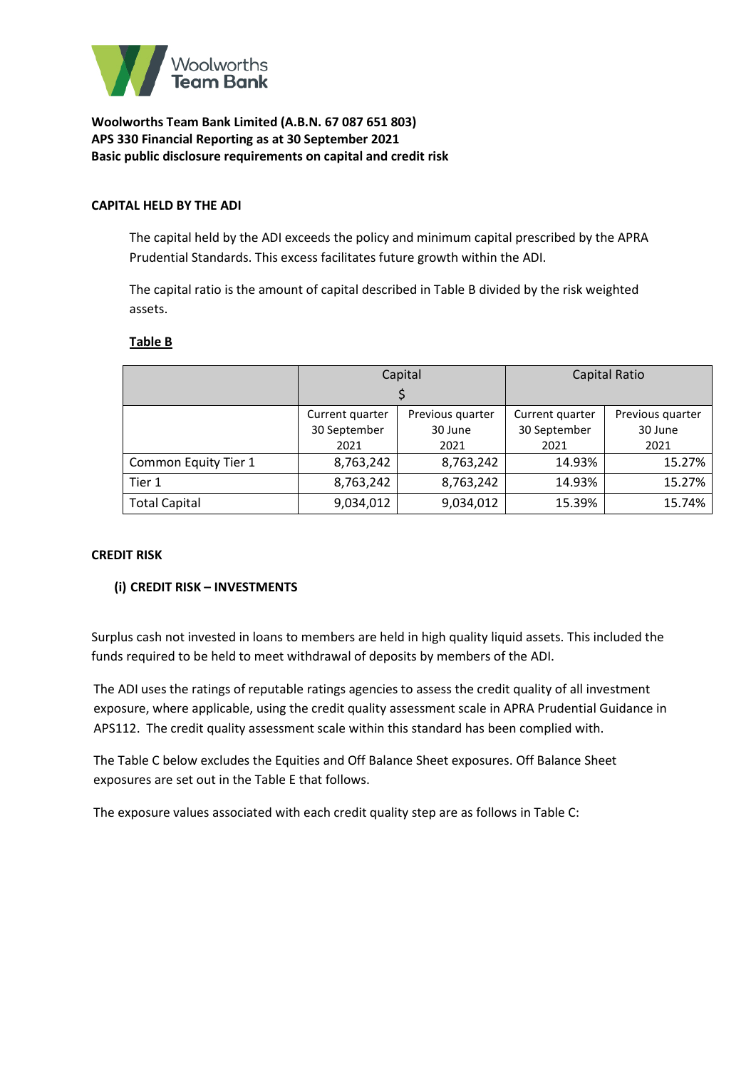Woolworths Team Bank

**Woolworths Team Bank Limited (A.B.N. 67 087 651 803)**
**APS 330 Financial Reporting as at 30 September 2021**
**Basic public disclosure requirements on capital and credit risk**

## CAPITAL HELD BY THE ADI

The capital held by the ADI exceeds the policy and minimum capital prescribed by the APRA Prudential Standards. This excess facilitates future growth within the ADI.

The capital ratio is the amount of capital described in Table B divided by the risk weighted assets.

**Table B**

| | Capital $ | | Capital Ratio | |
|---|---|---|---|---|
| | Current quarter 30 September 2021 | Previous quarter 30 June 2021 | Current quarter 30 September 2021 | Previous quarter 30 June 2021 |
| Common Equity Tier 1 | 8,763,242 | 8,763,242 | 14.93% | 15.27% |
| Tier 1 | 8,763,242 | 8,763,242 | 14.93% | 15.27% |
| Total Capital | 9,034,012 | 9,034,012 | 15.39% | 15.74% |

## CREDIT RISK

### (i) CREDIT RISK – INVESTMENTS

Surplus cash not invested in loans to members are held in high quality liquid assets. This included the funds required to be held to meet withdrawal of deposits by members of the ADI.

The ADI uses the ratings of reputable ratings agencies to assess the credit quality of all investment exposure, where applicable, using the credit quality assessment scale in APRA Prudential Guidance in APS112. The credit quality assessment scale within this standard has been complied with.

The Table C below excludes the Equities and Off Balance Sheet exposures. Off Balance Sheet exposures are set out in the Table E that follows.

The exposure values associated with each credit quality step are as follows in Table C: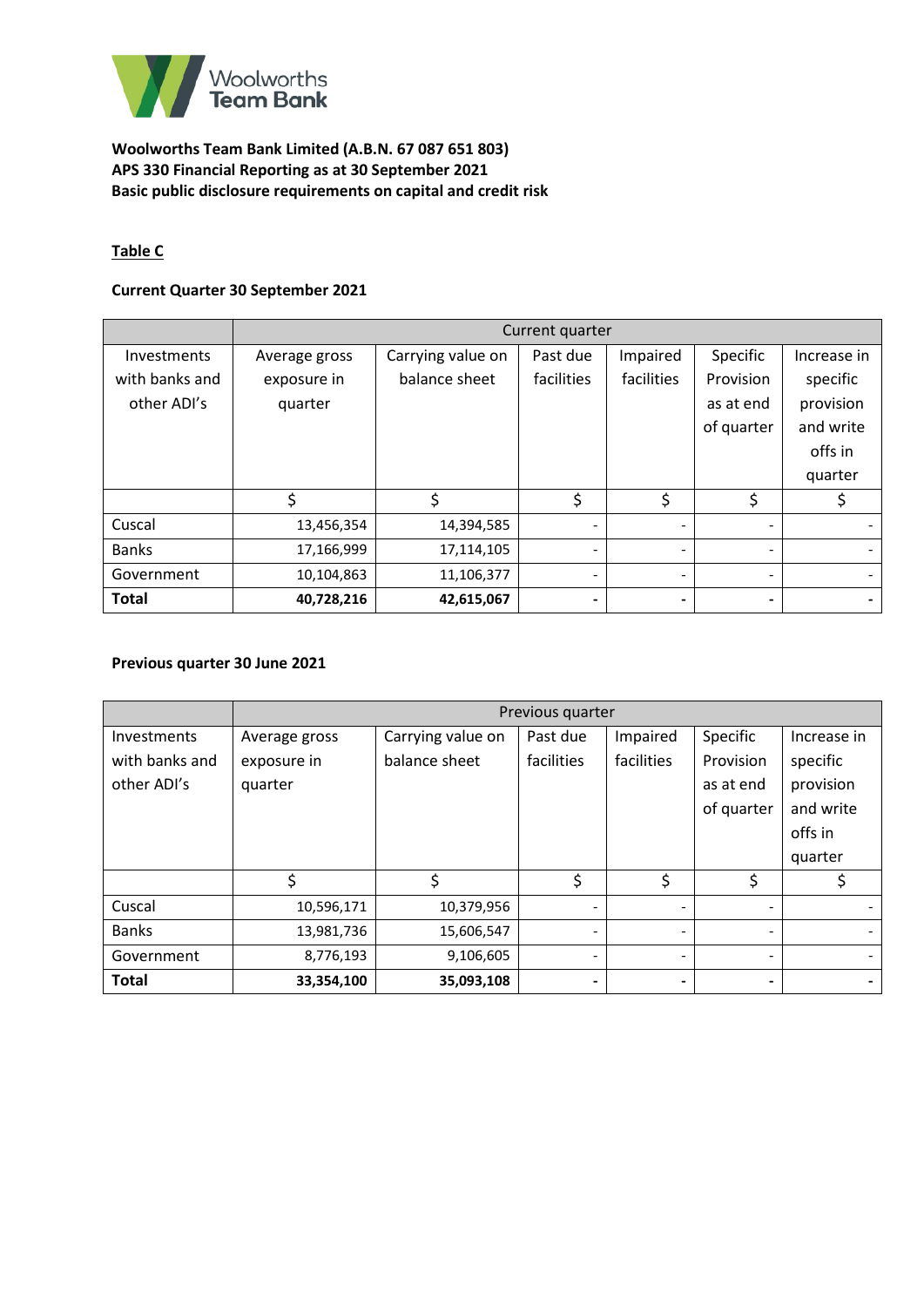**Woolworths Team Bank Limited (A.B.N. 67 087 651 803)**
**APS 330 Financial Reporting as at 30 September 2021**
**Basic public disclosure requirements on capital and credit risk**

**Table C**

**Current Quarter 30 September 2021**

| | Current quarter | | | | | |
|---|---|---|---|---|---|---|
| Investments with banks and other ADI's | Average gross exposure in quarter | Carrying value on balance sheet | Past due facilities | Impaired facilities | Specific Provision as at end of quarter | Increase in specific provision and write offs in quarter |
| | $ | $ | $ | $ | $ | $ |
| Cuscal | 13,456,354 | 14,394,585 | - | - | - | - |
| Banks | 17,166,999 | 17,114,105 | - | - | - | - |
| Government | 10,104,863 | 11,106,377 | - | - | - | - |
| **Total** | **40,728,216** | **42,615,067** | **-** | **-** | **-** | **-** |

**Previous quarter 30 June 2021**

| | Previous quarter | | | | | |
|---|---|---|---|---|---|---|
| Investments with banks and other ADI's | Average gross exposure in quarter | Carrying value on balance sheet | Past due facilities | Impaired facilities | Specific Provision as at end of quarter | Increase in specific provision and write offs in quarter |
| | $ | $ | $ | $ | $ | $ |
| Cuscal | 10,596,171 | 10,379,956 | - | - | - | - |
| Banks | 13,981,736 | 15,606,547 | - | - | - | - |
| Government | 8,776,193 | 9,106,605 | - | - | - | - |
| **Total** | **33,354,100** | **35,093,108** | **-** | **-** | **-** | **-** |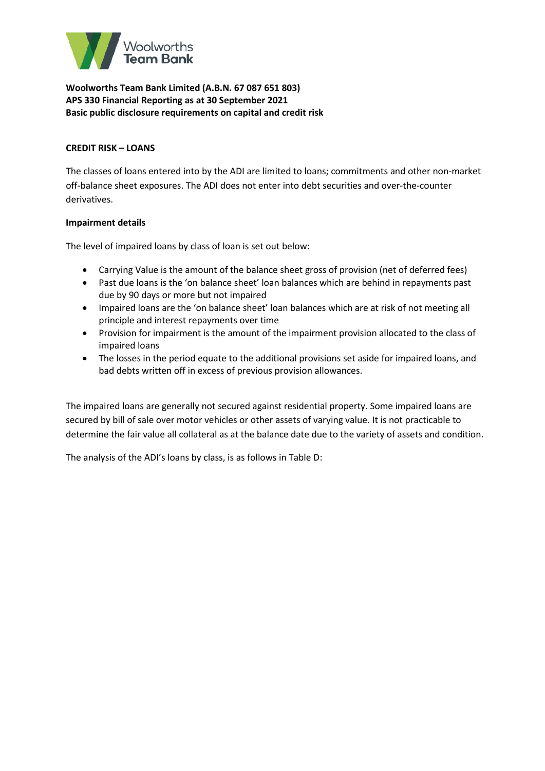**Woolworths Team Bank Limited (A.B.N. 67 087 651 803)**
**APS 330 Financial Reporting as at 30 September 2021**
**Basic public disclosure requirements on capital and credit risk**

**CREDIT RISK – LOANS**

The classes of loans entered into by the ADI are limited to loans; commitments and other non-market off-balance sheet exposures. The ADI does not enter into debt securities and over-the-counter derivatives.

**Impairment details**

The level of impaired loans by class of loan is set out below:

- Carrying Value is the amount of the balance sheet gross of provision (net of deferred fees)
- Past due loans is the 'on balance sheet' loan balances which are behind in repayments past due by 90 days or more but not impaired
- Impaired loans are the 'on balance sheet' loan balances which are at risk of not meeting all principle and interest repayments over time
- Provision for impairment is the amount of the impairment provision allocated to the class of impaired loans
- The losses in the period equate to the additional provisions set aside for impaired loans, and bad debts written off in excess of previous provision allowances.

The impaired loans are generally not secured against residential property. Some impaired loans are secured by bill of sale over motor vehicles or other assets of varying value. It is not practicable to determine the fair value all collateral as at the balance date due to the variety of assets and condition.

The analysis of the ADI's loans by class, is as follows in Table D: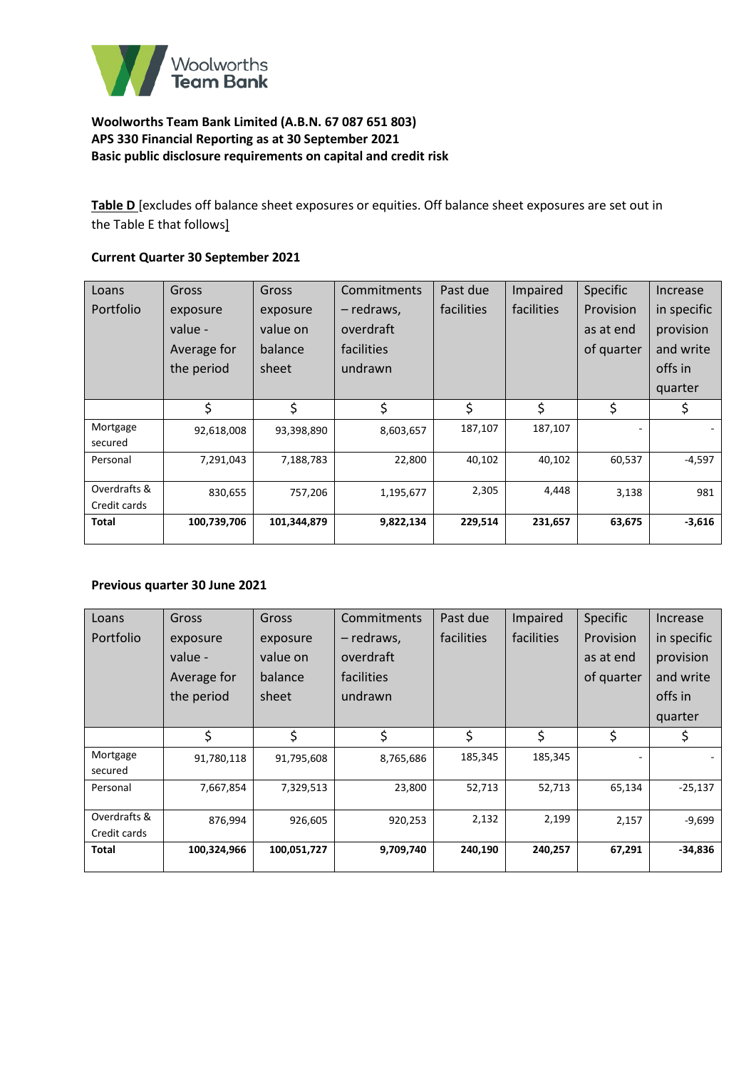**Woolworths Team Bank Limited (A.B.N. 67 087 651 803)**
**APS 330 Financial Reporting as at 30 September 2021**
**Basic public disclosure requirements on capital and credit risk**

**Table D** [excludes off balance sheet exposures or equities. Off balance sheet exposures are set out in the Table E that follows]

**Current Quarter 30 September 2021**

| Loans Portfolio | Gross exposure value - Average for the period | Gross exposure value on balance sheet | Commitments – redraws, overdraft facilities undrawn | Past due facilities | Impaired facilities | Specific Provision as at end of quarter | Increase in specific provision and write offs in quarter |
|---|---|---|---|---|---|---|---|
| | $ | $ | $ | $ | $ | $ | $ |
| Mortgage secured | 92,618,008 | 93,398,890 | 8,603,657 | 187,107 | 187,107 | - | - |
| Personal | 7,291,043 | 7,188,783 | 22,800 | 40,102 | 40,102 | 60,537 | -4,597 |
| Overdrafts & Credit cards | 830,655 | 757,206 | 1,195,677 | 2,305 | 4,448 | 3,138 | 981 |
| **Total** | **100,739,706** | **101,344,879** | **9,822,134** | **229,514** | **231,657** | **63,675** | **-3,616** |

**Previous quarter 30 June 2021**

| Loans Portfolio | Gross exposure value - Average for the period | Gross exposure value on balance sheet | Commitments – redraws, overdraft facilities undrawn | Past due facilities | Impaired facilities | Specific Provision as at end of quarter | Increase in specific provision and write offs in quarter |
|---|---|---|---|---|---|---|---|
| | $ | $ | $ | $ | $ | $ | $ |
| Mortgage secured | 91,780,118 | 91,795,608 | 8,765,686 | 185,345 | 185,345 | - | - |
| Personal | 7,667,854 | 7,329,513 | 23,800 | 52,713 | 52,713 | 65,134 | -25,137 |
| Overdrafts & Credit cards | 876,994 | 926,605 | 920,253 | 2,132 | 2,199 | 2,157 | -9,699 |
| **Total** | **100,324,966** | **100,051,727** | **9,709,740** | **240,190** | **240,257** | **67,291** | **-34,836** |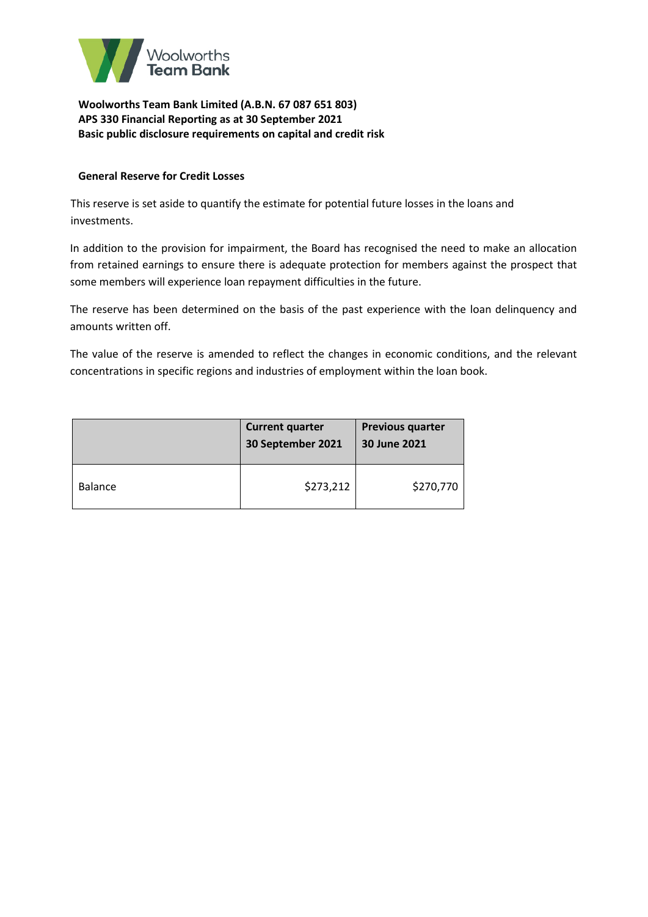**Woolworths Team Bank Limited (A.B.N. 67 087 651 803)**
**APS 330 Financial Reporting as at 30 September 2021**
**Basic public disclosure requirements on capital and credit risk**

**General Reserve for Credit Losses**

This reserve is set aside to quantify the estimate for potential future losses in the loans and investments.

In addition to the provision for impairment, the Board has recognised the need to make an allocation from retained earnings to ensure there is adequate protection for members against the prospect that some members will experience loan repayment difficulties in the future.

The reserve has been determined on the basis of the past experience with the loan delinquency and amounts written off.

The value of the reserve is amended to reflect the changes in economic conditions, and the relevant concentrations in specific regions and industries of employment within the loan book.

| | Current quarter 30 September 2021 | Previous quarter 30 June 2021 |
|---|---|---|
| Balance | $273,212 | $270,770 |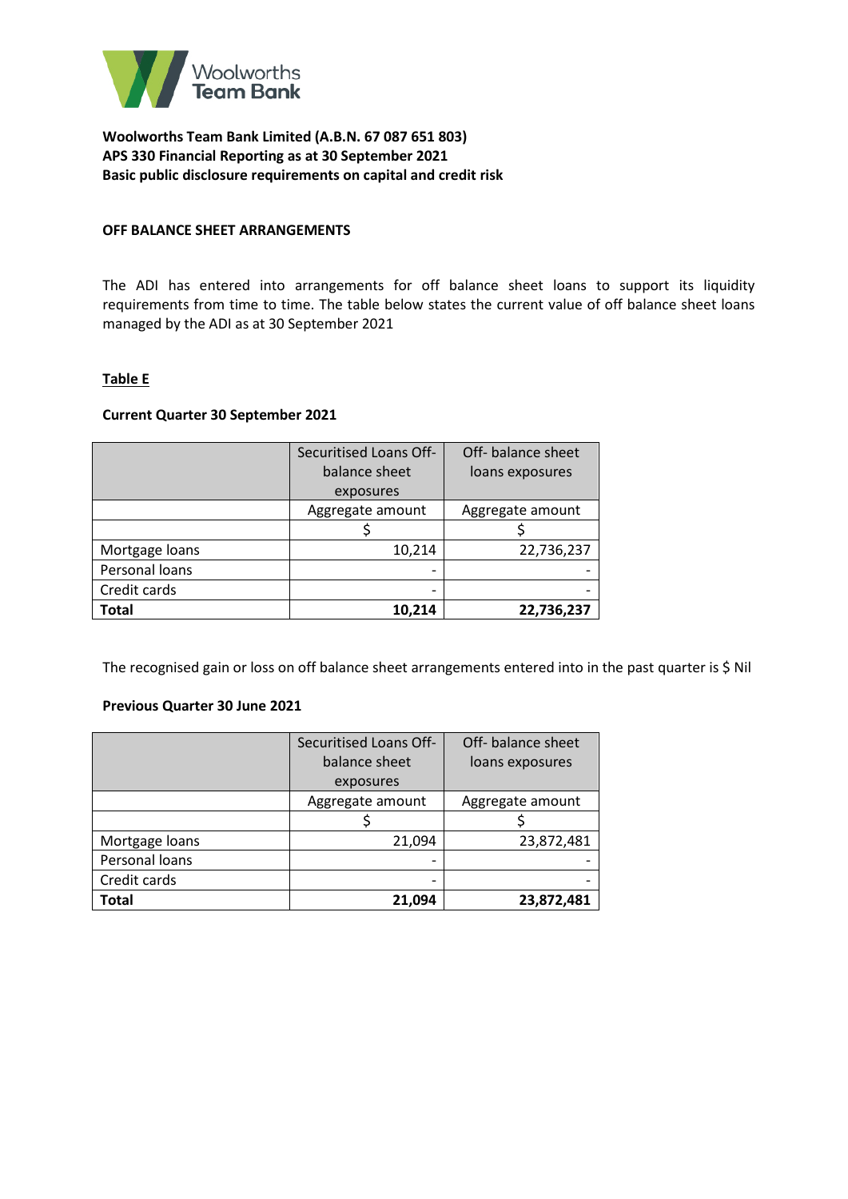**Woolworths Team Bank Limited (A.B.N. 67 087 651 803)**
**APS 330 Financial Reporting as at 30 September 2021**
**Basic public disclosure requirements on capital and credit risk**

**OFF BALANCE SHEET ARRANGEMENTS**

The ADI has entered into arrangements for off balance sheet loans to support its liquidity requirements from time to time. The table below states the current value of off balance sheet loans managed by the ADI as at 30 September 2021

**Table E**

**Current Quarter 30 September 2021**

| | Securitised Loans Off-balance sheet exposures | Off- balance sheet loans exposures |
|---|---|---|
| | Aggregate amount | Aggregate amount |
| | $ | $ |
| Mortgage loans | 10,214 | 22,736,237 |
| Personal loans | - | - |
| Credit cards | - | - |
| **Total** | **10,214** | **22,736,237** |

The recognised gain or loss on off balance sheet arrangements entered into in the past quarter is $ Nil

**Previous Quarter 30 June 2021**

| | Securitised Loans Off-balance sheet exposures | Off- balance sheet loans exposures |
|---|---|---|
| | Aggregate amount | Aggregate amount |
| | $ | $ |
| Mortgage loans | 21,094 | 23,872,481 |
| Personal loans | - | - |
| Credit cards | - | - |
| **Total** | **21,094** | **23,872,481** |